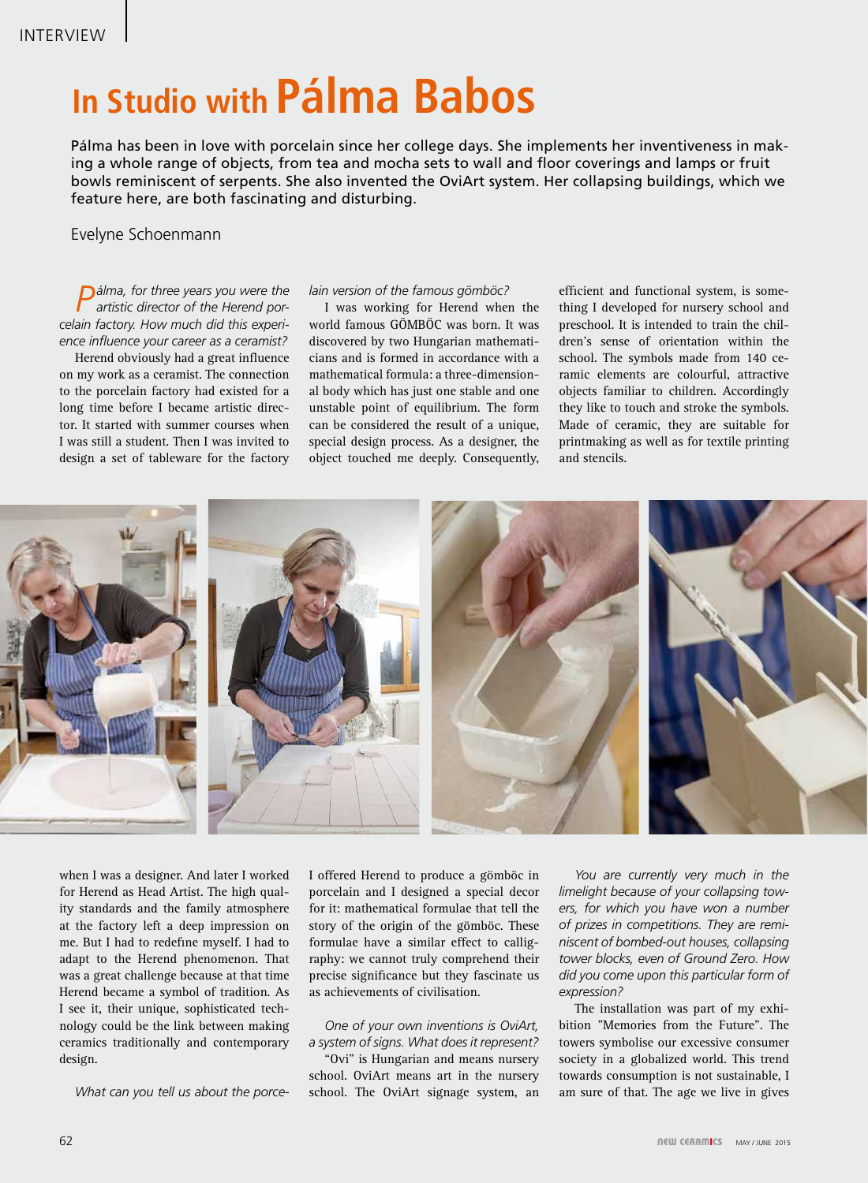# In Studio with Pálma Babos

Pálma has been in love with porcelain since her college days. She implements her inventiveness in making a whole range of objects, from tea and mocha sets to wall and floor coverings and lamps or fruit bowls reminiscent of serpents. She also invented the OviArt system. Her collapsing buildings, which we feature here, are both fascinating and disturbing.

Evelyne Schoenmann

*Pálma, for three years you were the artistic director of the Herend porcelain factory. How much did this experience influence your career as a ceramist?*

Herend obviously had a great influence on my work as a ceramist. The connection to the porcelain factory had existed for a long time before I became artistic director. It started with summer courses when I was still a student. Then I was invited to design a set of tableware for the factory when I was a designer. And later I worked for Herend as Head Artist. The high quality standards and the family atmosphere at the factory left a deep impression on me. But I had to redefine myself. I had to adapt to the Herend phenomenon. That was a great challenge because at that time Herend became a symbol of tradition. As I see it, their unique, sophisticated technology could be the link between making ceramics traditionally and contemporary design.

*What can you tell us about the porcelain version of the famous gömböc?*

I was working for Herend when the world famous GÖMBÖC was born. It was discovered by two Hungarian mathematicians and is formed in accordance with a mathematical formula: a three-dimensional body which has just one stable and one unstable point of equilibrium. The form can be considered the result of a unique, special design process. As a designer, the object touched me deeply. Consequently, I offered Herend to produce a gömböc in porcelain and I designed a special decor for it: mathematical formulae that tell the story of the origin of the gömböc. These formulae have a similar effect to calligraphy: we cannot truly comprehend their precise significance but they fascinate us as achievements of civilisation.

*One of your own inventions is OviArt, a system of signs. What does it represent?*

"Ovi" is Hungarian and means nursery school. OviArt means art in the nursery school. The OviArt signage system, an efficient and functional system, is something I developed for nursery school and preschool. It is intended to train the children's sense of orientation within the school. The symbols made from 140 ceramic elements are colourful, attractive objects familiar to children. Accordingly they like to touch and stroke the symbols. Made of ceramic, they are suitable for printmaking as well as for textile printing and stencils.

*You are currently very much in the limelight because of your collapsing towers, for which you have won a number of prizes in competitions. They are reminiscent of bombed-out houses, collapsing tower blocks, even of Ground Zero. How did you come upon this particular form of expression?*

The installation was part of my exhibition "Memories from the Future". The towers symbolise our excessive consumer society in a globalized world. This trend towards consumption is not sustainable, I am sure of that. The age we live in gives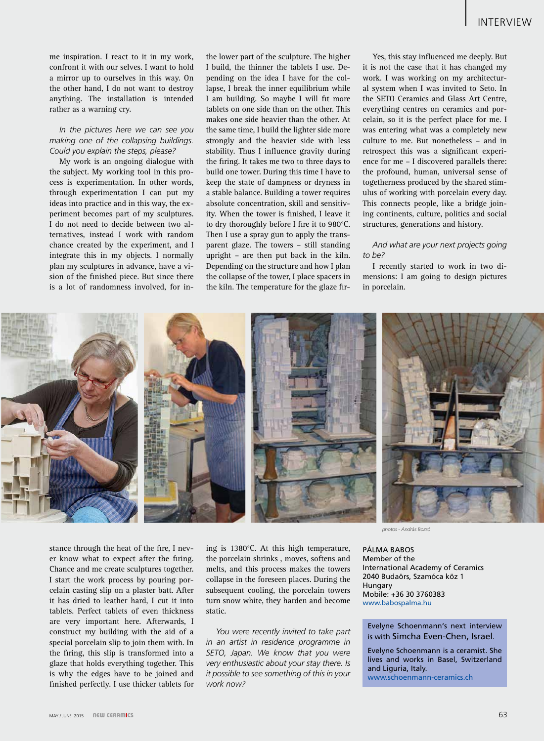me inspiration. I react to it in my work, confront it with our selves. I want to hold a mirror up to ourselves in this way. On the other hand, I do not want to destroy anything. The installation is intended rather as a warning cry.

*In the pictures here we can see you making one of the collapsing buildings. Could you explain the steps, please?*

My work is an ongoing dialogue with the subject. My working tool in this process is experimentation. In other words, through experimentation I can put my ideas into practice and in this way, the experiment becomes part of my sculptures. I do not need to decide between two alternatives, instead I work with random chance created by the experiment, and I integrate this in my objects. I normally plan my sculptures in advance, have a vision of the finished piece. But since there is a lot of randomness involved, for instance through the heat of the fire, I never know what to expect after the firing. Chance and me create sculptures together. I start the work process by pouring porcelain casting slip on a plaster batt. After it has dried to leather hard, I cut it into tablets. Perfect tablets of even thickness are very important here. Afterwards, I construct my building with the aid of a special porcelain slip to join them with. In the firing, this slip is transformed into a glaze that holds everything together. This is why the edges have to be joined and finished perfectly. I use thicker tablets for the lower part of the sculpture. The higher I build, the thinner the tablets I use. Depending on the idea I have for the collapse, I break the inner equilibrium while I am building. So maybe I will fit more tablets on one side than on the other. This makes one side heavier than the other. At the same time, I build the lighter side more strongly and the heavier side with less stability. Thus I influence gravity during the firing. It takes me two to three days to build one tower. During this time I have to keep the state of dampness or dryness in a stable balance. Building a tower requires absolute concentration, skill and sensitivity. When the tower is finished, I leave it to dry thoroughly before I fire it to 980°C. Then I use a spray gun to apply the transparent glaze. The towers – still standing upright – are then put back in the kiln. Depending on the structure and how I plan the collapse of the tower, I place spacers in the kiln. The temperature for the glaze firing is 1380°C. At this high temperature, the porcelain shrinks , moves, softens and melts, and this process makes the towers collapse in the foreseen places. During the subsequent cooling, the porcelain towers turn snow white, they harden and become static.

*You were recently invited to take part in an artist in residence programme in SETO, Japan. We know that you were very enthusiastic about your stay there. Is it possible to see something of this in your work now?*

Yes, this stay influenced me deeply. But it is not the case that it has changed my work. I was working on my architectural system when I was invited to Seto. In the SETO Ceramics and Glass Art Centre, everything centres on ceramics and porcelain, so it is the perfect place for me. I was entering what was a completely new culture to me. But nonetheless – and in retrospect this was a significant experience for me – I discovered parallels there: the profound, human, universal sense of togetherness produced by the shared stimulus of working with porcelain every day. This connects people, like a bridge joining continents, culture, politics and social structures, generations and history.

*And what are your next projects going to be?*

I recently started to work in two dimensions: I am going to design pictures in porcelain.

photos - András Bozsó

PÁLMA BABOS
Member of the
International Academy of Ceramics
2040 Budaörs, Szamóca köz 1
Hungary
Mobile: +36 30 3760383
www.babospalma.hu

Evelyne Schoenmann's next interview is with Simcha Even-Chen, Israel.

Evelyne Schoenmann is a ceramist. She lives and works in Basel, Switzerland and Liguria, Italy.
www.schoenmann-ceramics.ch